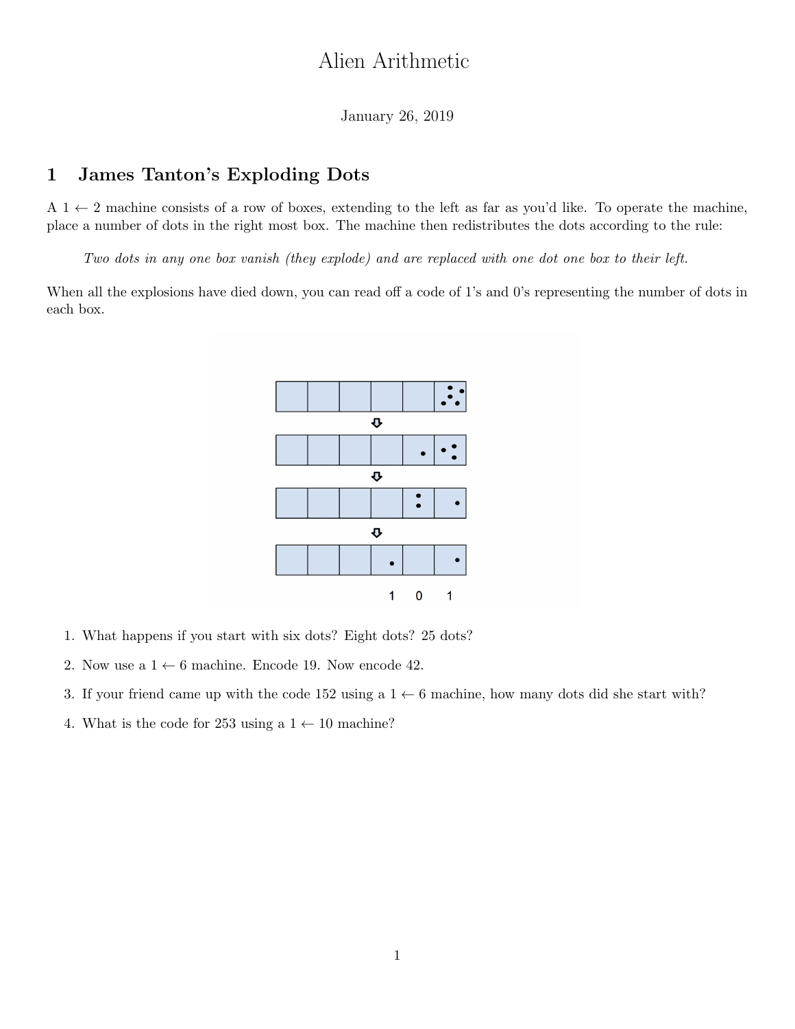# Alien Arithmetic

January 26, 2019

## 1 James Tanton's Exploding Dots

A $1 \leftarrow 2$ machine consists of a row of boxes, extending to the left as far as you'd like. To operate the machine, place a number of dots in the right most box. The machine then redistributes the dots according to the rule:

> *Two dots in any one box vanish (they explode) and are replaced with one dot one box to their left.*

When all the explosions have died down, you can read off a code of 1's and 0's representing the number of dots in each box.

1 0 1

1. What happens if you start with six dots? Eight dots? 25 dots?
2. Now use a $1 \leftarrow 6$ machine. Encode 19. Now encode 42.
3. If your friend came up with the code 152 using a $1 \leftarrow 6$ machine, how many dots did she start with?
4. What is the code for 253 using a $1 \leftarrow 10$ machine?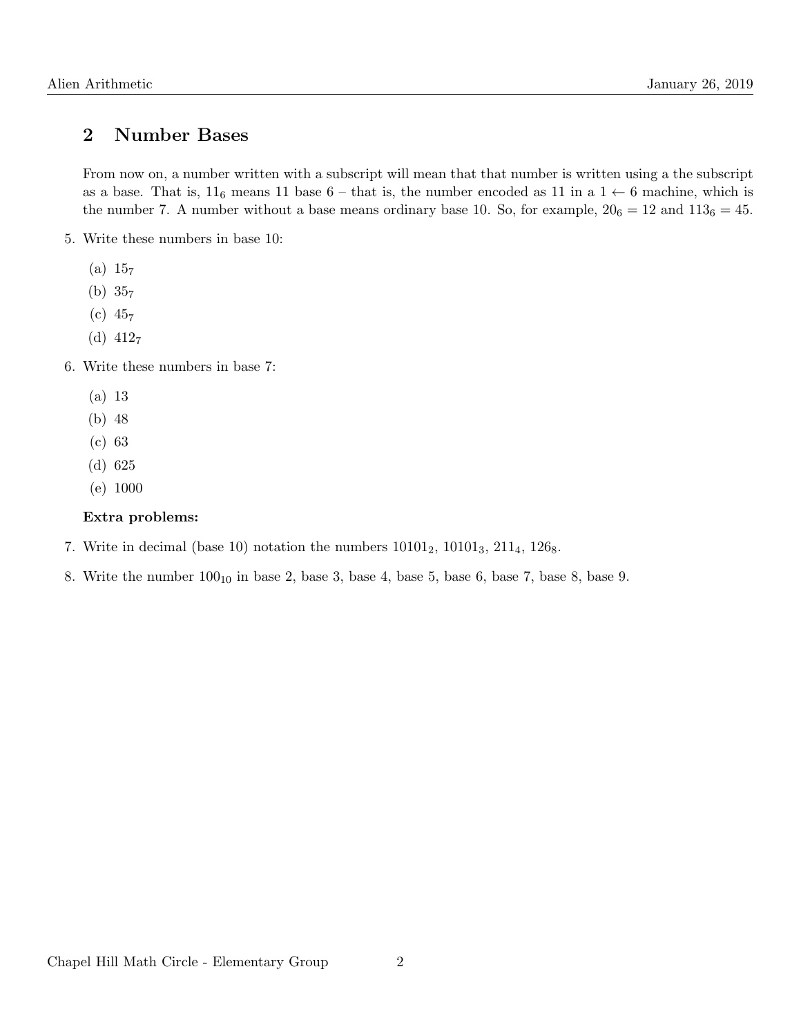## 2 Number Bases

From now on, a number written with a subscript will mean that that number is written using a the subscript as a base. That is, $11_6$ means 11 base 6 – that is, the number encoded as 11 in a $1 \leftarrow 6$ machine, which is the number 7. A number without a base means ordinary base 10. So, for example, $20_6 = 12$ and $113_6 = 45$.

5. Write these numbers in base 10:

   (a) $15_7$

   (b) $35_7$

   (c) $45_7$

   (d) $412_7$

6. Write these numbers in base 7:

   (a) 13

   (b) 48

   (c) 63

   (d) 625

   (e) 1000

   **Extra problems:**

7. Write in decimal (base 10) notation the numbers $10101_2$, $10101_3$, $211_4$, $126_8$.

8. Write the number $100_{10}$ in base 2, base 3, base 4, base 5, base 6, base 7, base 8, base 9.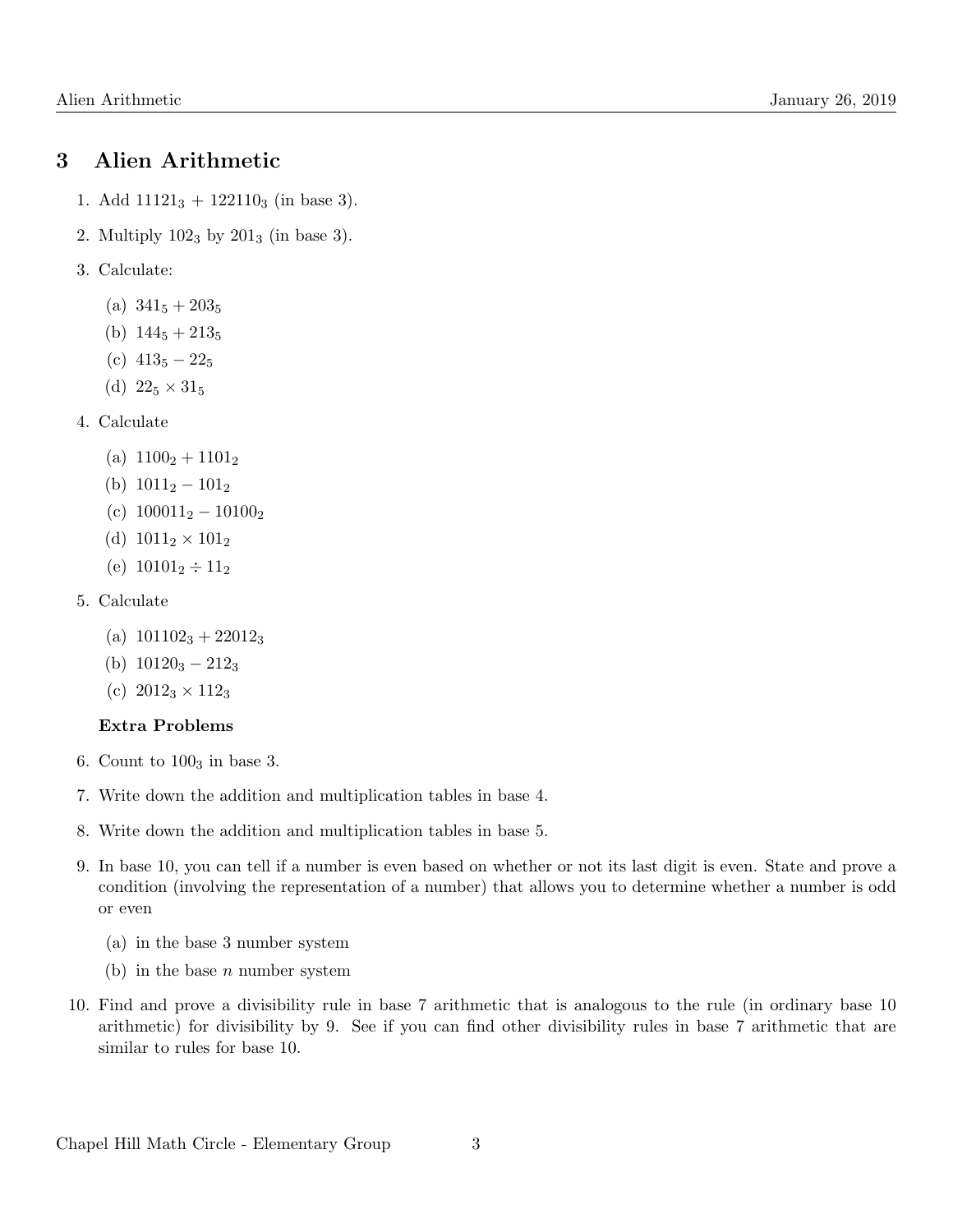## 3 Alien Arithmetic

1. Add $11121_3 + 122110_3$ (in base 3).
2. Multiply $102_3$ by $201_3$ (in base 3).
3. Calculate:
   (a) $341_5 + 203_5$
   (b) $144_5 + 213_5$
   (c) $413_5 - 22_5$
   (d) $22_5 \times 31_5$
4. Calculate
   (a) $1100_2 + 1101_2$
   (b) $1011_2 - 101_2$
   (c) $100011_2 - 10100_2$
   (d) $1011_2 \times 101_2$
   (e) $10101_2 \div 11_2$
5. Calculate
   (a) $101102_3 + 22012_3$
   (b) $10120_3 - 212_3$
   (c) $2012_3 \times 112_3$

   **Extra Problems**

6. Count to $100_3$ in base 3.
7. Write down the addition and multiplication tables in base 4.
8. Write down the addition and multiplication tables in base 5.
9. In base 10, you can tell if a number is even based on whether or not its last digit is even. State and prove a condition (involving the representation of a number) that allows you to determine whether a number is odd or even
   (a) in the base 3 number system
   (b) in the base $n$ number system
10. Find and prove a divisibility rule in base 7 arithmetic that is analogous to the rule (in ordinary base 10 arithmetic) for divisibility by 9. See if you can find other divisibility rules in base 7 arithmetic that are similar to rules for base 10.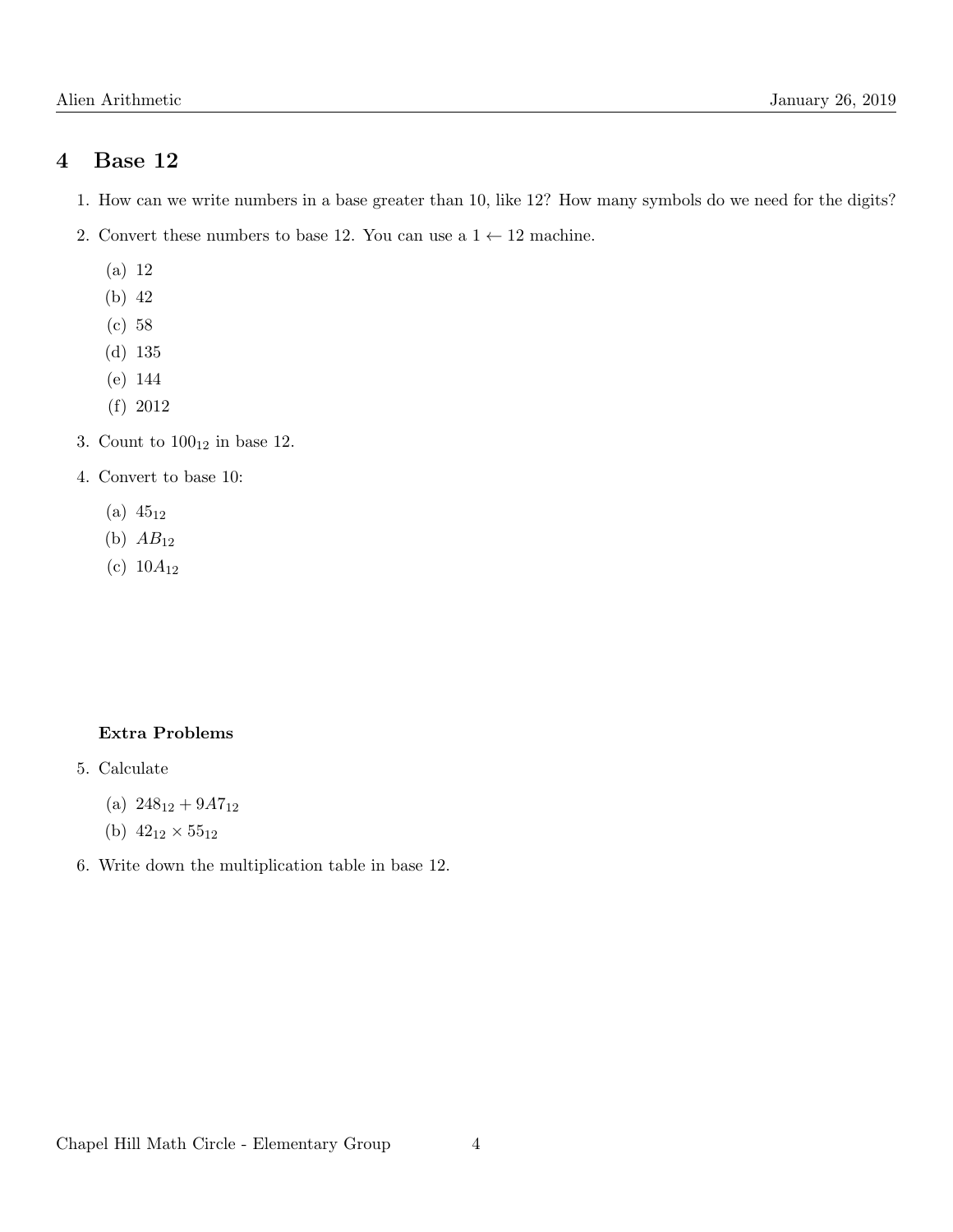## 4 Base 12

1. How can we write numbers in a base greater than 10, like 12? How many symbols do we need for the digits?
2. Convert these numbers to base 12. You can use a $1 \leftarrow 12$ machine.
   (a) 12
   (b) 42
   (c) 58
   (d) 135
   (e) 144
   (f) 2012
3. Count to $100_{12}$ in base 12.
4. Convert to base 10:
   (a) $45_{12}$
   (b) $AB_{12}$
   (c) $10A_{12}$

**Extra Problems**

5. Calculate
   (a) $248_{12} + 9A7_{12}$
   (b) $42_{12} \times 55_{12}$
6. Write down the multiplication table in base 12.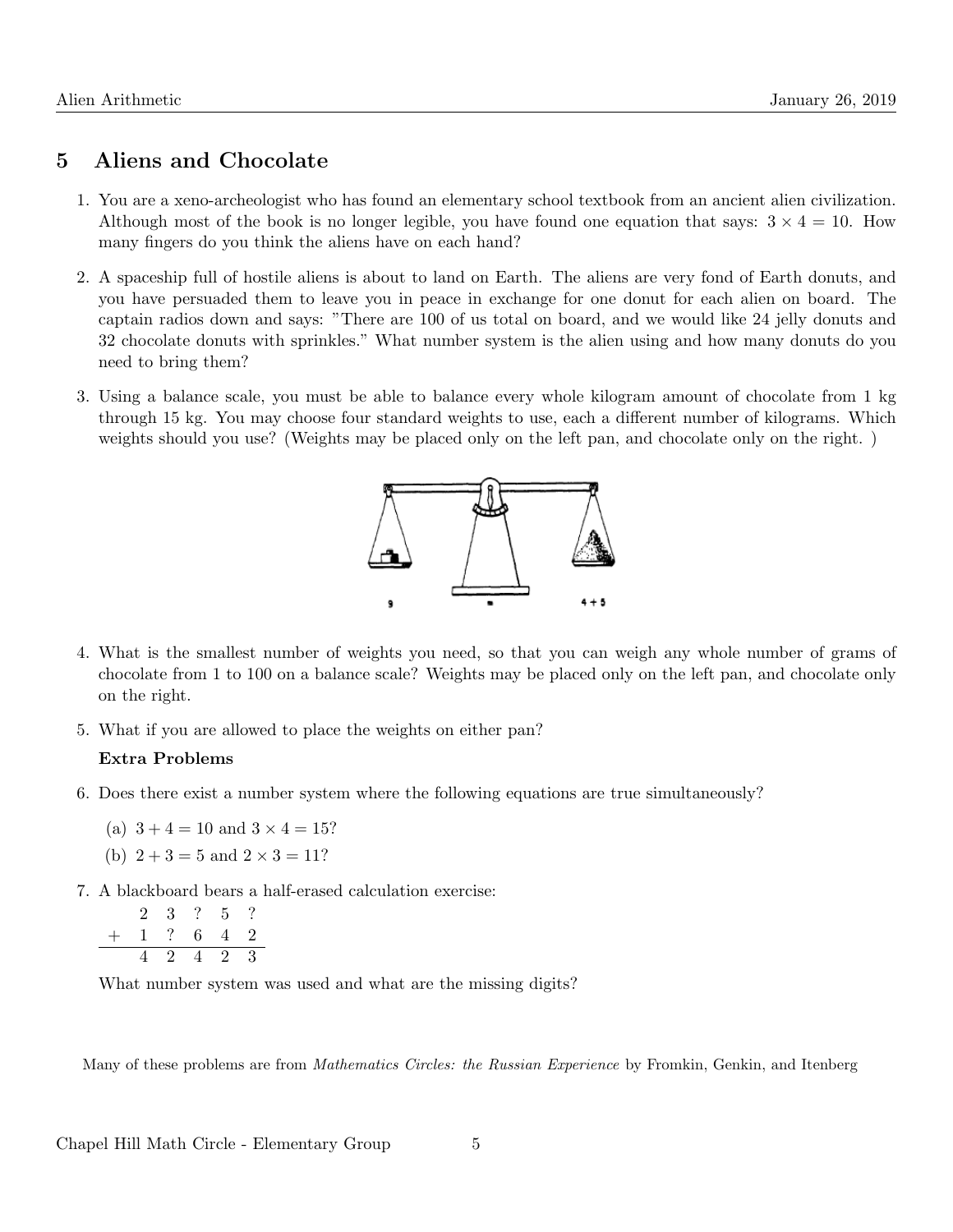## 5 Aliens and Chocolate

1. You are a xeno-archeologist who has found an elementary school textbook from an ancient alien civilization. Although most of the book is no longer legible, you have found one equation that says: $3 \times 4 = 10$. How many fingers do you think the aliens have on each hand?

2. A spaceship full of hostile aliens is about to land on Earth. The aliens are very fond of Earth donuts, and you have persuaded them to leave you in peace in exchange for one donut for each alien on board. The captain radios down and says: "There are 100 of us total on board, and we would like 24 jelly donuts and 32 chocolate donuts with sprinkles." What number system is the alien using and how many donuts do you need to bring them?

3. Using a balance scale, you must be able to balance every whole kilogram amount of chocolate from 1 kg through 15 kg. You may choose four standard weights to use, each a different number of kilograms. Which weights should you use? (Weights may be placed only on the left pan, and chocolate only on the right. )

4. What is the smallest number of weights you need, so that you can weigh any whole number of grams of chocolate from 1 to 100 on a balance scale? Weights may be placed only on the left pan, and chocolate only on the right.

5. What if you are allowed to place the weights on either pan?

   **Extra Problems**

6. Does there exist a number system where the following equations are true simultaneously?

   (a) $3 + 4 = 10$ and $3 \times 4 = 15$?

   (b) $2 + 3 = 5$ and $2 \times 3 = 11$?

7. A blackboard bears a half-erased calculation exercise:

$$\begin{array}{r} 2\ 3\ ?\ 5\ ? \\ +\ 1\ ?\ 6\ 4\ 2 \\ \hline 4\ 2\ 4\ 2\ 3 \end{array}$$

   What number system was used and what are the missing digits?

Many of these problems are from *Mathematics Circles: the Russian Experience* by Fromkin, Genkin, and Itenberg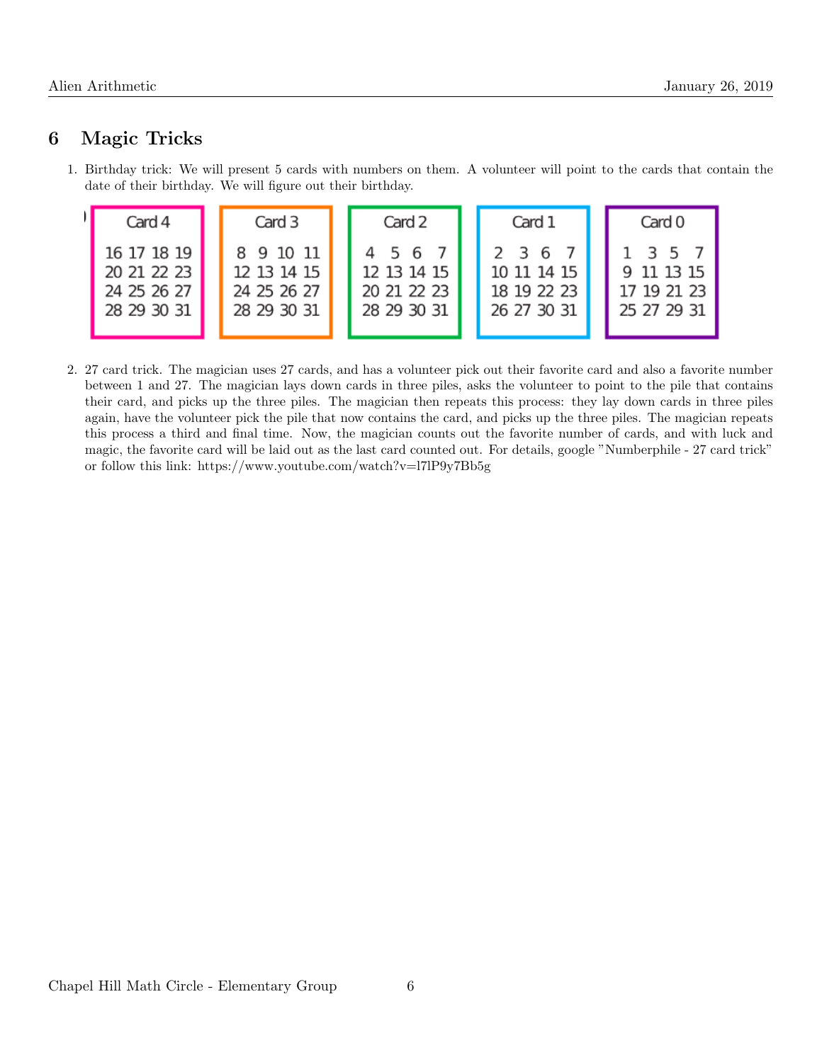## 6 Magic Tricks

1. Birthday trick: We will present 5 cards with numbers on them. A volunteer will point to the cards that contain the date of their birthday. We will figure out their birthday.

Card 4

16 17 18 19
20 21 22 23
24 25 26 27
28 29 30 31

Card 3

8 9 10 11
12 13 14 15
24 25 26 27
28 29 30 31

Card 2

4 5 6 7
12 13 14 15
20 21 22 23
28 29 30 31

Card 1

2 3 6 7
10 11 14 15
18 19 22 23
26 27 30 31

Card 0

1 3 5 7
9 11 13 15
17 19 21 23
25 27 29 31

2. 27 card trick. The magician uses 27 cards, and has a volunteer pick out their favorite card and also a favorite number between 1 and 27. The magician lays down cards in three piles, asks the volunteer to point to the pile that contains their card, and picks up the three piles. The magician then repeats this process: they lay down cards in three piles again, have the volunteer pick the pile that now contains the card, and picks up the three piles. The magician repeats this process a third and final time. Now, the magician counts out the favorite number of cards, and with luck and magic, the favorite card will be laid out as the last card counted out. For details, google "Numberphile - 27 card trick" or follow this link: https://www.youtube.com/watch?v=l7lP9y7Bb5g